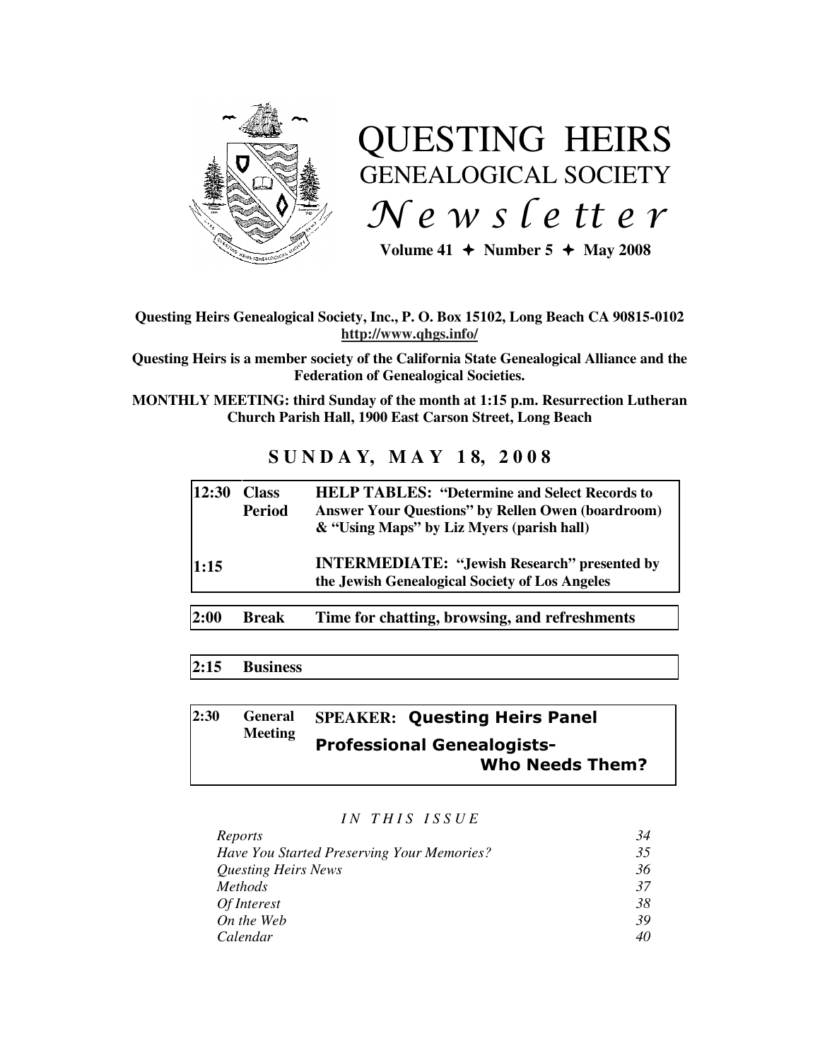# QUESTING HEIRS
## GENEALOGICAL SOCIETY
## *Newsletter*

**Volume 41 ✦ Number 5 ✦ May 2008**

**Questing Heirs Genealogical Society, Inc., P. O. Box 15102, Long Beach CA 90815-0102**
**http://www.qhgs.info/**

**Questing Heirs is a member society of the California State Genealogical Alliance and the Federation of Genealogical Societies.**

**MONTHLY MEETING: third Sunday of the month at 1:15 p.m. Resurrection Lutheran Church Parish Hall, 1900 East Carson Street, Long Beach**

## SUNDAY, MAY 18, 2008

| | | |
|---|---|---|
| **12:30** | **Class Period** | **HELP TABLES: "Determine and Select Records to Answer Your Questions" by Rellen Owen (boardroom) & "Using Maps" by Liz Myers (parish hall)** |
| **1:15** | | **INTERMEDIATE: "Jewish Research" presented by the Jewish Genealogical Society of Los Angeles** |
| **2:00** | **Break** | **Time for chatting, browsing, and refreshments** |
| **2:15** | **Business** | |
| **2:30** | **General Meeting** | **SPEAKER: Questing Heirs Panel**<br>**Professional Genealogists- Who Needs Them?** |

*IN THIS ISSUE*

| | |
|---|---|
| *Reports* | *34* |
| *Have You Started Preserving Your Memories?* | *35* |
| *Questing Heirs News* | *36* |
| *Methods* | *37* |
| *Of Interest* | *38* |
| *On the Web* | *39* |
| *Calendar* | *40* |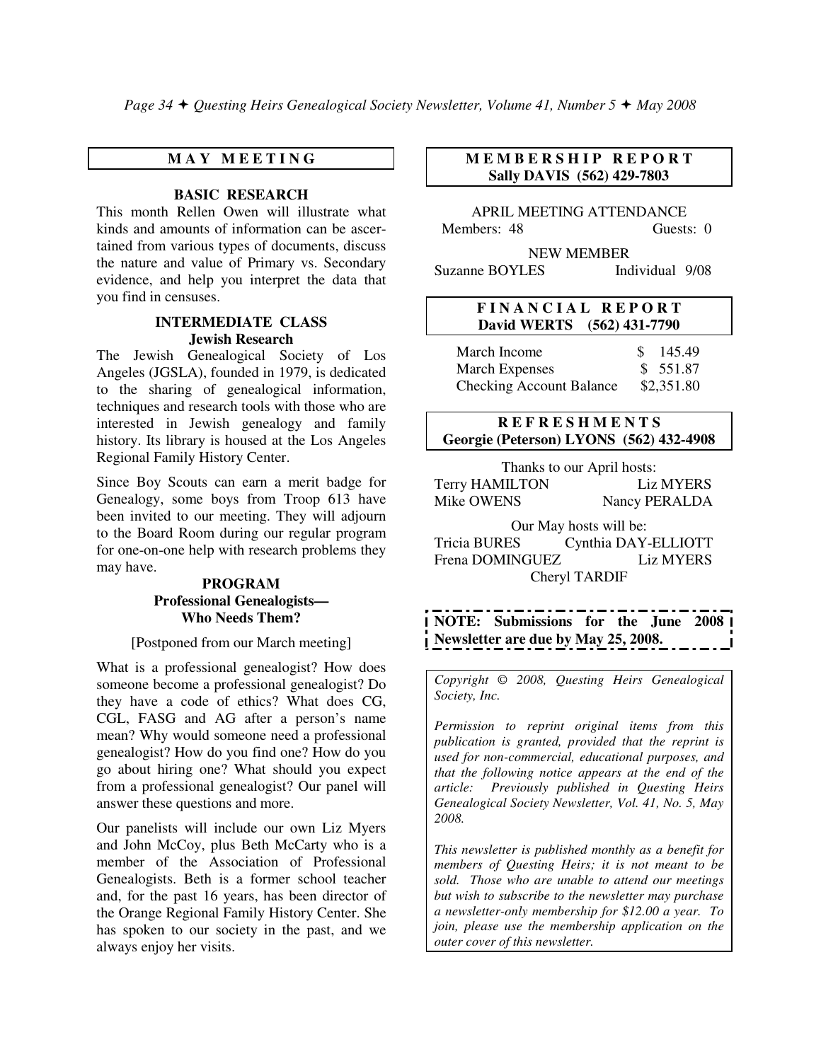## M A Y   M E E T I N G

### BASIC RESEARCH

This month Rellen Owen will illustrate what kinds and amounts of information can be ascertained from various types of documents, discuss the nature and value of Primary vs. Secondary evidence, and help you interpret the data that you find in censuses.

### INTERMEDIATE CLASS
### Jewish Research

The Jewish Genealogical Society of Los Angeles (JGSLA), founded in 1979, is dedicated to the sharing of genealogical information, techniques and research tools with those who are interested in Jewish genealogy and family history. Its library is housed at the Los Angeles Regional Family History Center.

Since Boy Scouts can earn a merit badge for Genealogy, some boys from Troop 613 have been invited to our meeting. They will adjourn to the Board Room during our regular program for one-on-one help with research problems they may have.

### PROGRAM
### Professional Genealogists—Who Needs Them?

[Postponed from our March meeting]

What is a professional genealogist? How does someone become a professional genealogist? Do they have a code of ethics? What does CG, CGL, FASG and AG after a person's name mean? Why would someone need a professional genealogist? How do you find one? How do you go about hiring one? What should you expect from a professional genealogist? Our panel will answer these questions and more.

Our panelists will include our own Liz Myers and John McCoy, plus Beth McCarty who is a member of the Association of Professional Genealogists. Beth is a former school teacher and, for the past 16 years, has been director of the Orange Regional Family History Center. She has spoken to our society in the past, and we always enjoy her visits.

## M E M B E R S H I P   R E P O R T
**Sally DAVIS (562) 429-7803**

APRIL MEETING ATTENDANCE

Members: 48 Guests: 0

NEW MEMBER

Suzanne BOYLES Individual 9/08

## F I N A N C I A L   R E P O R T
**David WERTS (562) 431-7790**

| | |
|---|---|
| March Income | $ 145.49 |
| March Expenses | $ 551.87 |
| Checking Account Balance | $2,351.80 |

## R E F R E S H M E N T S
**Georgie (Peterson) LYONS (562) 432-4908**

Thanks to our April hosts:

Terry HAMILTON, Liz MYERS, Mike OWENS, Nancy PERALDA

Our May hosts will be:

Tricia BURES, Cynthia DAY-ELLIOTT, Frena DOMINGUEZ, Liz MYERS, Cheryl TARDIF

**NOTE: Submissions for the June 2008 Newsletter are due by May 25, 2008.**

*Copyright © 2008, Questing Heirs Genealogical Society, Inc.*

*Permission to reprint original items from this publication is granted, provided that the reprint is used for non-commercial, educational purposes, and that the following notice appears at the end of the article: Previously published in Questing Heirs Genealogical Society Newsletter, Vol. 41, No. 5, May 2008.*

*This newsletter is published monthly as a benefit for members of Questing Heirs; it is not meant to be sold. Those who are unable to attend our meetings but wish to subscribe to the newsletter may purchase a newsletter-only membership for $12.00 a year. To join, please use the membership application on the outer cover of this newsletter.*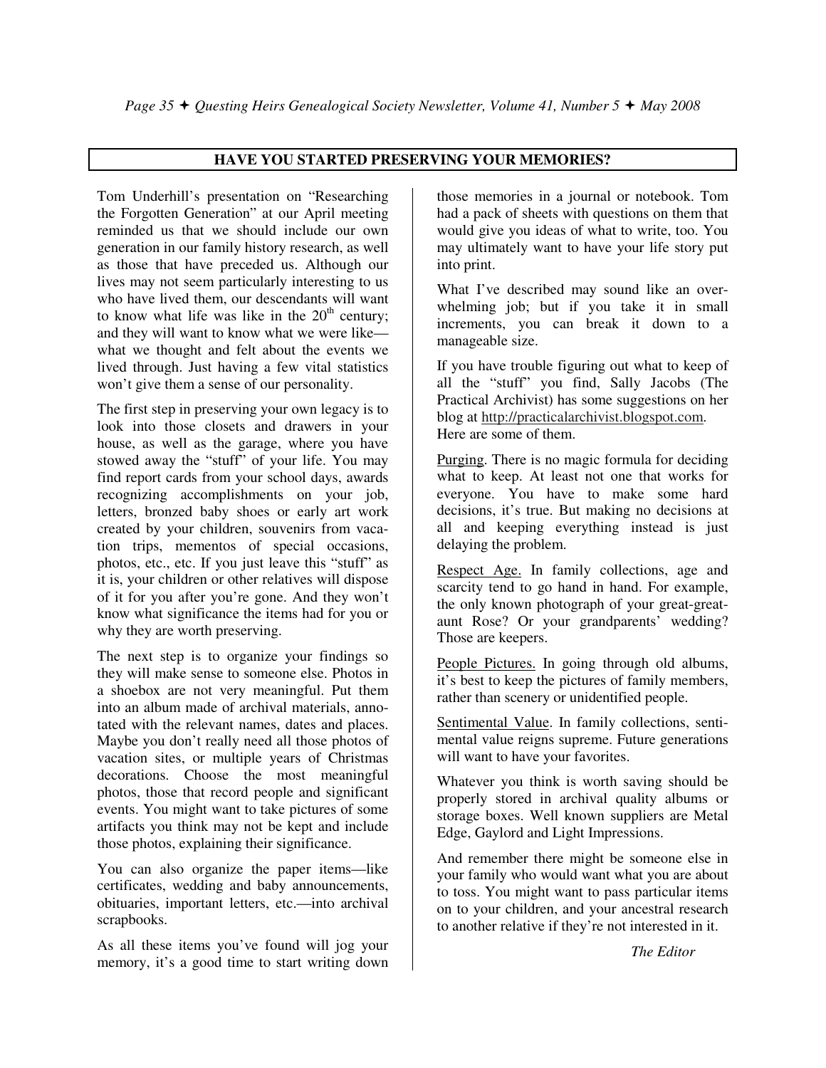## HAVE YOU STARTED PRESERVING YOUR MEMORIES?

Tom Underhill's presentation on "Researching the Forgotten Generation" at our April meeting reminded us that we should include our own generation in our family history research, as well as those that have preceded us. Although our lives may not seem particularly interesting to us who have lived them, our descendants will want to know what life was like in the 20th century; and they will want to know what we were like—what we thought and felt about the events we lived through. Just having a few vital statistics won't give them a sense of our personality.

The first step in preserving your own legacy is to look into those closets and drawers in your house, as well as the garage, where you have stowed away the "stuff" of your life. You may find report cards from your school days, awards recognizing accomplishments on your job, letters, bronzed baby shoes or early art work created by your children, souvenirs from vacation trips, mementos of special occasions, photos, etc., etc. If you just leave this "stuff" as it is, your children or other relatives will dispose of it for you after you're gone. And they won't know what significance the items had for you or why they are worth preserving.

The next step is to organize your findings so they will make sense to someone else. Photos in a shoebox are not very meaningful. Put them into an album made of archival materials, annotated with the relevant names, dates and places. Maybe you don't really need all those photos of vacation sites, or multiple years of Christmas decorations. Choose the most meaningful photos, those that record people and significant events. You might want to take pictures of some artifacts you think may not be kept and include those photos, explaining their significance.

You can also organize the paper items—like certificates, wedding and baby announcements, obituaries, important letters, etc.—into archival scrapbooks.

As all these items you've found will jog your memory, it's a good time to start writing down those memories in a journal or notebook. Tom had a pack of sheets with questions on them that would give you ideas of what to write, too. You may ultimately want to have your life story put into print.

What I've described may sound like an overwhelming job; but if you take it in small increments, you can break it down to a manageable size.

If you have trouble figuring out what to keep of all the "stuff" you find, Sally Jacobs (The Practical Archivist) has some suggestions on her blog at http://practicalarchivist.blogspot.com. Here are some of them.

Purging. There is no magic formula for deciding what to keep. At least not one that works for everyone. You have to make some hard decisions, it's true. But making no decisions at all and keeping everything instead is just delaying the problem.

Respect Age. In family collections, age and scarcity tend to go hand in hand. For example, the only known photograph of your great-great-aunt Rose? Or your grandparents' wedding? Those are keepers.

People Pictures. In going through old albums, it's best to keep the pictures of family members, rather than scenery or unidentified people.

Sentimental Value. In family collections, sentimental value reigns supreme. Future generations will want to have your favorites.

Whatever you think is worth saving should be properly stored in archival quality albums or storage boxes. Well known suppliers are Metal Edge, Gaylord and Light Impressions.

And remember there might be someone else in your family who would want what you are about to toss. You might want to pass particular items on to your children, and your ancestral research to another relative if they're not interested in it.

*The Editor*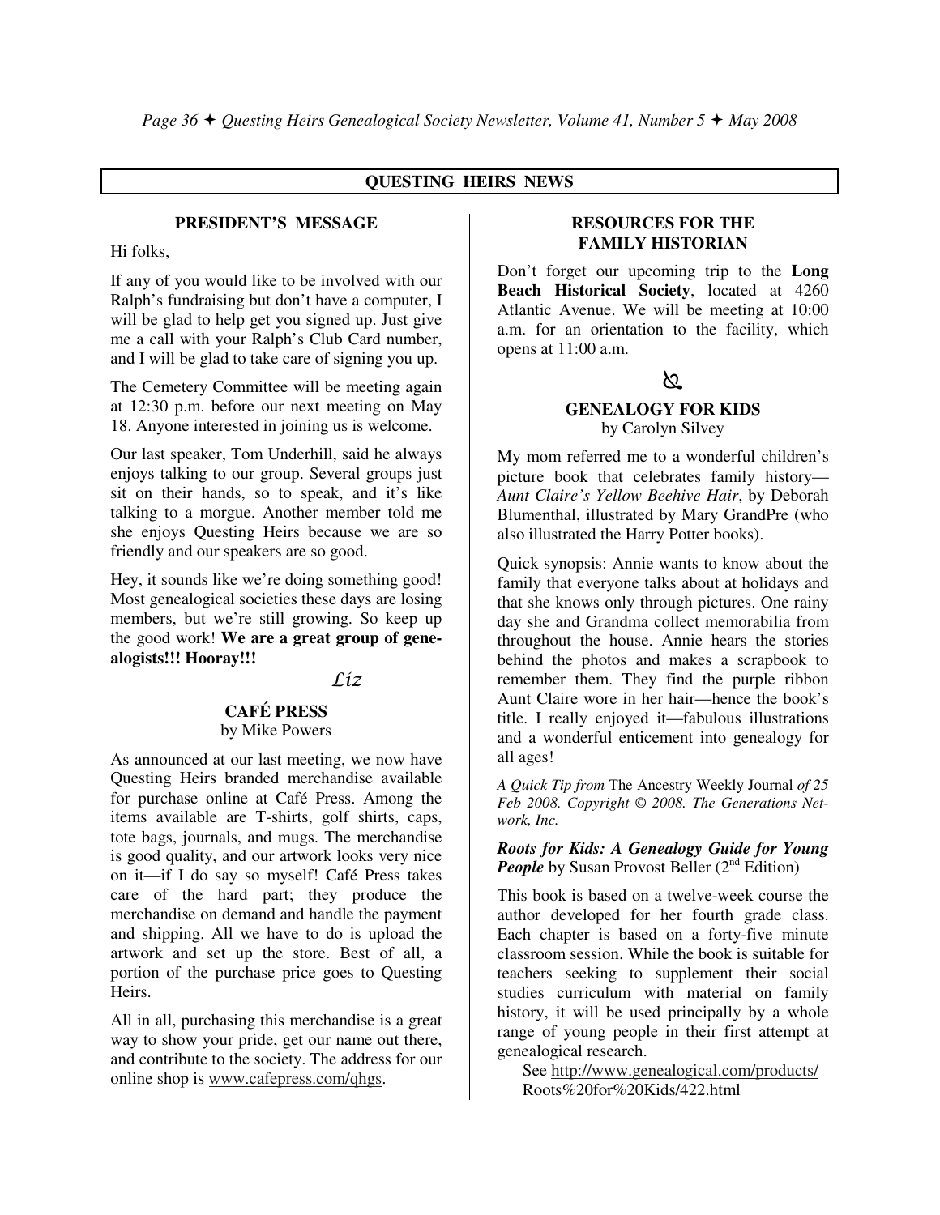## QUESTING HEIRS NEWS

### PRESIDENT'S MESSAGE

Hi folks,

If any of you would like to be involved with our Ralph's fundraising but don't have a computer, I will be glad to help get you signed up. Just give me a call with your Ralph's Club Card number, and I will be glad to take care of signing you up.

The Cemetery Committee will be meeting again at 12:30 p.m. before our next meeting on May 18. Anyone interested in joining us is welcome.

Our last speaker, Tom Underhill, said he always enjoys talking to our group. Several groups just sit on their hands, so to speak, and it's like talking to a morgue. Another member told me she enjoys Questing Heirs because we are so friendly and our speakers are so good.

Hey, it sounds like we're doing something good! Most genealogical societies these days are losing members, but we're still growing. So keep up the good work! **We are a great group of genealogists!!! Hooray!!!**

*Liz*

### CAFÉ PRESS

by Mike Powers

As announced at our last meeting, we now have Questing Heirs branded merchandise available for purchase online at Café Press. Among the items available are T-shirts, golf shirts, caps, tote bags, journals, and mugs. The merchandise is good quality, and our artwork looks very nice on it—if I do say so myself! Café Press takes care of the hard part; they produce the merchandise on demand and handle the payment and shipping. All we have to do is upload the artwork and set up the store. Best of all, a portion of the purchase price goes to Questing Heirs.

All in all, purchasing this merchandise is a great way to show your pride, get our name out there, and contribute to the society. The address for our online shop is www.cafepress.com/qhgs.

### RESOURCES FOR THE FAMILY HISTORIAN

Don't forget our upcoming trip to the **Long Beach Historical Society**, located at 4260 Atlantic Avenue. We will be meeting at 10:00 a.m. for an orientation to the facility, which opens at 11:00 a.m.

### GENEALOGY FOR KIDS

by Carolyn Silvey

My mom referred me to a wonderful children's picture book that celebrates family history—*Aunt Claire's Yellow Beehive Hair*, by Deborah Blumenthal, illustrated by Mary GrandPre (who also illustrated the Harry Potter books).

Quick synopsis: Annie wants to know about the family that everyone talks about at holidays and that she knows only through pictures. One rainy day she and Grandma collect memorabilia from throughout the house. Annie hears the stories behind the photos and makes a scrapbook to remember them. They find the purple ribbon Aunt Claire wore in her hair—hence the book's title. I really enjoyed it—fabulous illustrations and a wonderful enticement into genealogy for all ages!

*A Quick Tip from* The Ancestry Weekly Journal *of 25 Feb 2008. Copyright © 2008. The Generations Network, Inc.*

***Roots for Kids: A Genealogy Guide for Young People*** by Susan Provost Beller (2nd Edition)

This book is based on a twelve-week course the author developed for her fourth grade class. Each chapter is based on a forty-five minute classroom session. While the book is suitable for teachers seeking to supplement their social studies curriculum with material on family history, it will be used principally by a whole range of young people in their first attempt at genealogical research.

See http://www.genealogical.com/products/Roots%20for%20Kids/422.html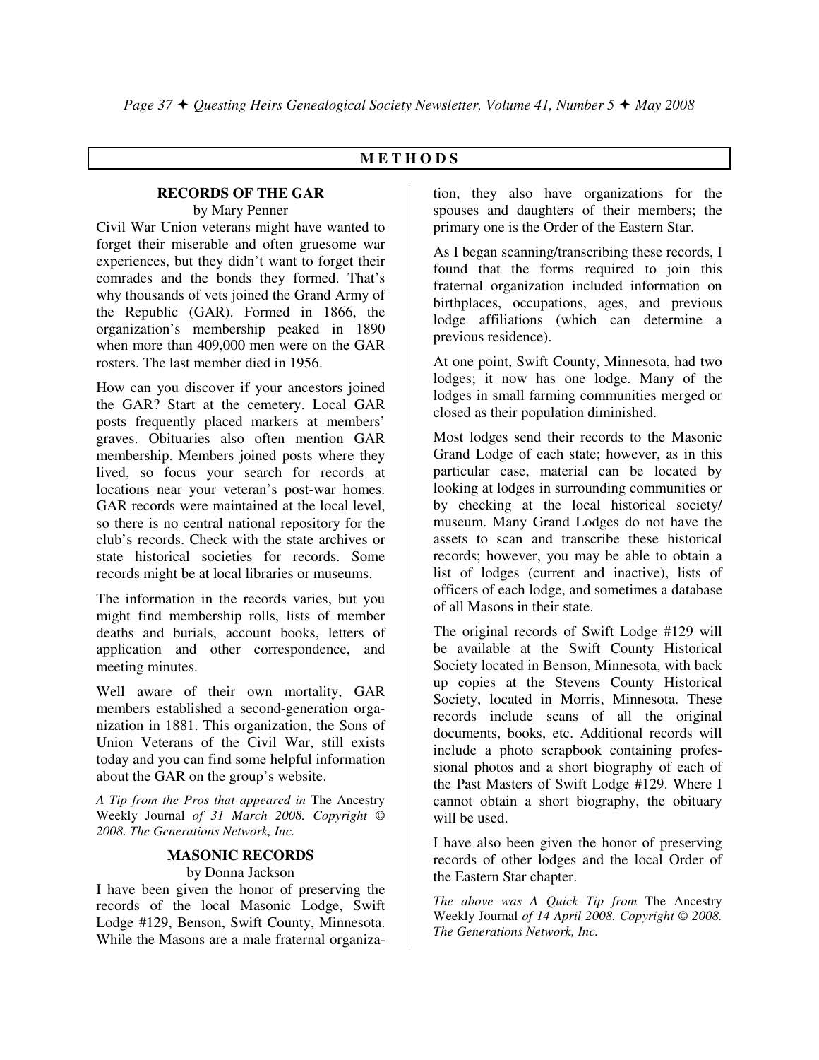## METHODS

### RECORDS OF THE GAR

by Mary Penner

Civil War Union veterans might have wanted to forget their miserable and often gruesome war experiences, but they didn't want to forget their comrades and the bonds they formed. That's why thousands of vets joined the Grand Army of the Republic (GAR). Formed in 1866, the organization's membership peaked in 1890 when more than 409,000 men were on the GAR rosters. The last member died in 1956.

How can you discover if your ancestors joined the GAR? Start at the cemetery. Local GAR posts frequently placed markers at members' graves. Obituaries also often mention GAR membership. Members joined posts where they lived, so focus your search for records at locations near your veteran's post-war homes. GAR records were maintained at the local level, so there is no central national repository for the club's records. Check with the state archives or state historical societies for records. Some records might be at local libraries or museums.

The information in the records varies, but you might find membership rolls, lists of member deaths and burials, account books, letters of application and other correspondence, and meeting minutes.

Well aware of their own mortality, GAR members established a second-generation organization in 1881. This organization, the Sons of Union Veterans of the Civil War, still exists today and you can find some helpful information about the GAR on the group's website.

*A Tip from the Pros that appeared in* The Ancestry Weekly Journal *of 31 March 2008. Copyright © 2008. The Generations Network, Inc.*

### MASONIC RECORDS

by Donna Jackson

I have been given the honor of preserving the records of the local Masonic Lodge, Swift Lodge #129, Benson, Swift County, Minnesota. While the Masons are a male fraternal organization, they also have organizations for the spouses and daughters of their members; the primary one is the Order of the Eastern Star.

As I began scanning/transcribing these records, I found that the forms required to join this fraternal organization included information on birthplaces, occupations, ages, and previous lodge affiliations (which can determine a previous residence).

At one point, Swift County, Minnesota, had two lodges; it now has one lodge. Many of the lodges in small farming communities merged or closed as their population diminished.

Most lodges send their records to the Masonic Grand Lodge of each state; however, as in this particular case, material can be located by looking at lodges in surrounding communities or by checking at the local historical society/ museum. Many Grand Lodges do not have the assets to scan and transcribe these historical records; however, you may be able to obtain a list of lodges (current and inactive), lists of officers of each lodge, and sometimes a database of all Masons in their state.

The original records of Swift Lodge #129 will be available at the Swift County Historical Society located in Benson, Minnesota, with back up copies at the Stevens County Historical Society, located in Morris, Minnesota. These records include scans of all the original documents, books, etc. Additional records will include a photo scrapbook containing professional photos and a short biography of each of the Past Masters of Swift Lodge #129. Where I cannot obtain a short biography, the obituary will be used.

I have also been given the honor of preserving records of other lodges and the local Order of the Eastern Star chapter.

*The above was A Quick Tip from* The Ancestry Weekly Journal *of 14 April 2008. Copyright © 2008. The Generations Network, Inc.*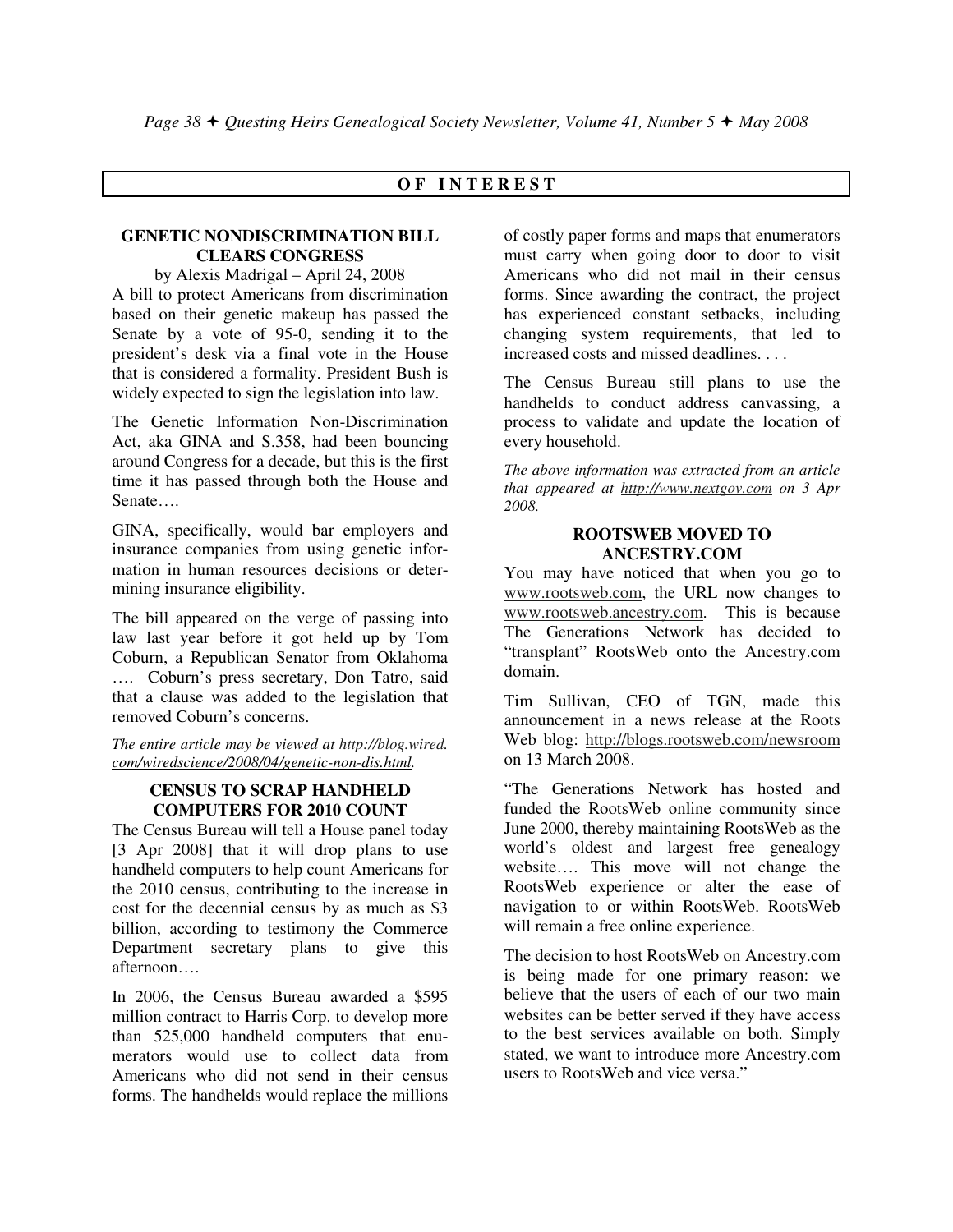## OF INTEREST

### GENETIC NONDISCRIMINATION BILL CLEARS CONGRESS

by Alexis Madrigal – April 24, 2008

A bill to protect Americans from discrimination based on their genetic makeup has passed the Senate by a vote of 95-0, sending it to the president's desk via a final vote in the House that is considered a formality. President Bush is widely expected to sign the legislation into law.

The Genetic Information Non-Discrimination Act, aka GINA and S.358, had been bouncing around Congress for a decade, but this is the first time it has passed through both the House and Senate….

GINA, specifically, would bar employers and insurance companies from using genetic information in human resources decisions or determining insurance eligibility.

The bill appeared on the verge of passing into law last year before it got held up by Tom Coburn, a Republican Senator from Oklahoma …. Coburn's press secretary, Don Tatro, said that a clause was added to the legislation that removed Coburn's concerns.

*The entire article may be viewed at http://blog.wired.com/wiredscience/2008/04/genetic-non-dis.html.*

### CENSUS TO SCRAP HANDHELD COMPUTERS FOR 2010 COUNT

The Census Bureau will tell a House panel today [3 Apr 2008] that it will drop plans to use handheld computers to help count Americans for the 2010 census, contributing to the increase in cost for the decennial census by as much as $3 billion, according to testimony the Commerce Department secretary plans to give this afternoon….

In 2006, the Census Bureau awarded a $595 million contract to Harris Corp. to develop more than 525,000 handheld computers that enumerators would use to collect data from Americans who did not send in their census forms. The handhelds would replace the millions of costly paper forms and maps that enumerators must carry when going door to door to visit Americans who did not mail in their census forms. Since awarding the contract, the project has experienced constant setbacks, including changing system requirements, that led to increased costs and missed deadlines. . . .

The Census Bureau still plans to use the handhelds to conduct address canvassing, a process to validate and update the location of every household.

*The above information was extracted from an article that appeared at http://www.nextgov.com on 3 Apr 2008.*

### ROOTSWEB MOVED TO ANCESTRY.COM

You may have noticed that when you go to www.rootsweb.com, the URL now changes to www.rootsweb.ancestry.com. This is because The Generations Network has decided to "transplant" RootsWeb onto the Ancestry.com domain.

Tim Sullivan, CEO of TGN, made this announcement in a news release at the Roots Web blog: http://blogs.rootsweb.com/newsroom on 13 March 2008.

"The Generations Network has hosted and funded the RootsWeb online community since June 2000, thereby maintaining RootsWeb as the world's oldest and largest free genealogy website…. This move will not change the RootsWeb experience or alter the ease of navigation to or within RootsWeb. RootsWeb will remain a free online experience.

The decision to host RootsWeb on Ancestry.com is being made for one primary reason: we believe that the users of each of our two main websites can be better served if they have access to the best services available on both. Simply stated, we want to introduce more Ancestry.com users to RootsWeb and vice versa."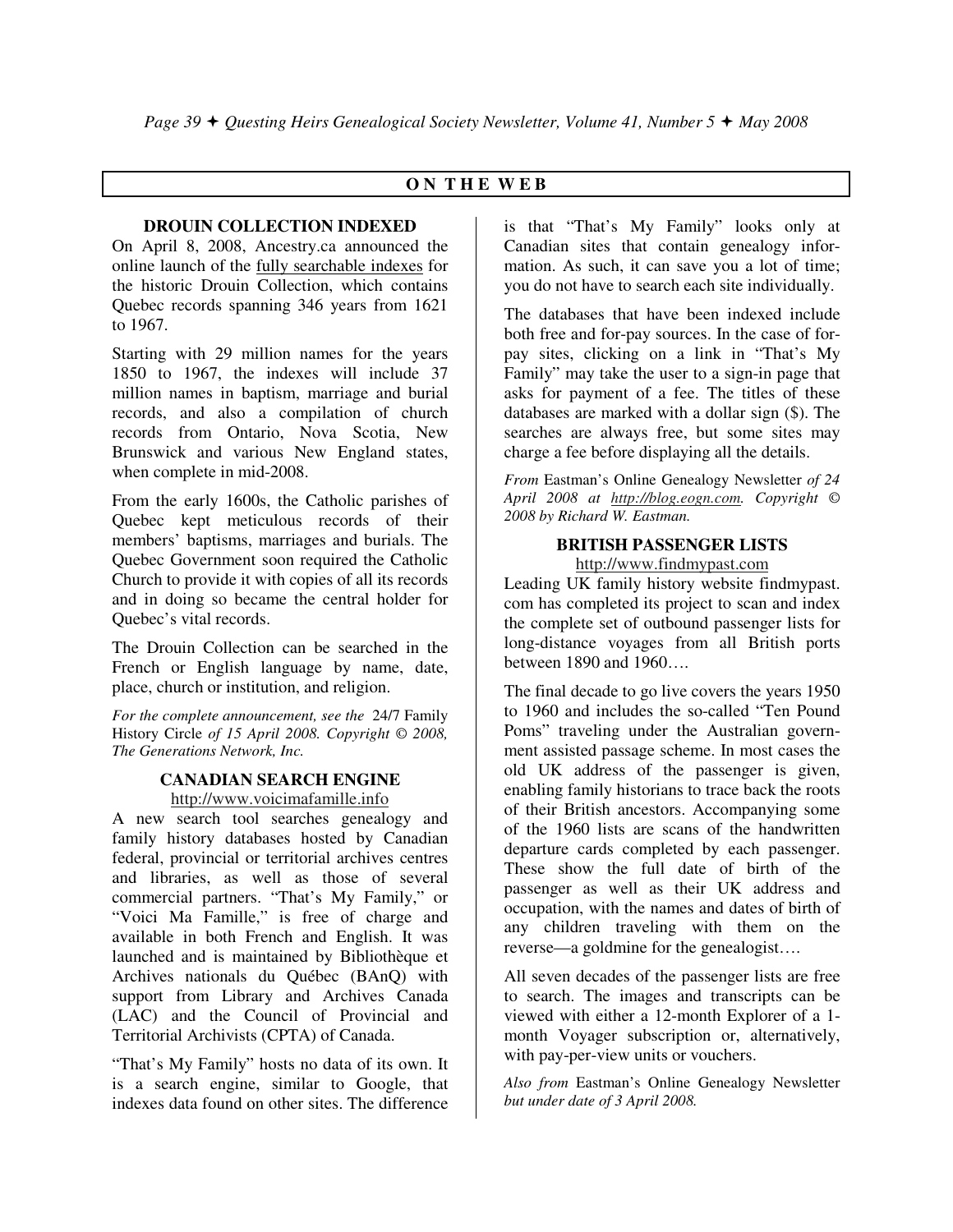## ON THE WEB

### DROUIN COLLECTION INDEXED

On April 8, 2008, Ancestry.ca announced the online launch of the fully searchable indexes for the historic Drouin Collection, which contains Quebec records spanning 346 years from 1621 to 1967.

Starting with 29 million names for the years 1850 to 1967, the indexes will include 37 million names in baptism, marriage and burial records, and also a compilation of church records from Ontario, Nova Scotia, New Brunswick and various New England states, when complete in mid-2008.

From the early 1600s, the Catholic parishes of Quebec kept meticulous records of their members' baptisms, marriages and burials. The Quebec Government soon required the Catholic Church to provide it with copies of all its records and in doing so became the central holder for Quebec's vital records.

The Drouin Collection can be searched in the French or English language by name, date, place, church or institution, and religion.

*For the complete announcement, see the* 24/7 Family History Circle *of 15 April 2008. Copyright © 2008, The Generations Network, Inc.*

### CANADIAN SEARCH ENGINE

http://www.voicimafamille.info

A new search tool searches genealogy and family history databases hosted by Canadian federal, provincial or territorial archives centres and libraries, as well as those of several commercial partners. "That's My Family," or "Voici Ma Famille," is free of charge and available in both French and English. It was launched and is maintained by Bibliothèque et Archives nationals du Québec (BAnQ) with support from Library and Archives Canada (LAC) and the Council of Provincial and Territorial Archivists (CPTA) of Canada.

"That's My Family" hosts no data of its own. It is a search engine, similar to Google, that indexes data found on other sites. The difference is that "That's My Family" looks only at Canadian sites that contain genealogy information. As such, it can save you a lot of time; you do not have to search each site individually.

The databases that have been indexed include both free and for-pay sources. In the case of for-pay sites, clicking on a link in "That's My Family" may take the user to a sign-in page that asks for payment of a fee. The titles of these databases are marked with a dollar sign ($). The searches are always free, but some sites may charge a fee before displaying all the details.

*From* Eastman's Online Genealogy Newsletter *of 24 April 2008 at http://blog.eogn.com. Copyright © 2008 by Richard W. Eastman.*

### BRITISH PASSENGER LISTS

http://www.findmypast.com

Leading UK family history website findmypast.com has completed its project to scan and index the complete set of outbound passenger lists for long-distance voyages from all British ports between 1890 and 1960….

The final decade to go live covers the years 1950 to 1960 and includes the so-called "Ten Pound Poms" traveling under the Australian government assisted passage scheme. In most cases the old UK address of the passenger is given, enabling family historians to trace back the roots of their British ancestors. Accompanying some of the 1960 lists are scans of the handwritten departure cards completed by each passenger. These show the full date of birth of the passenger as well as their UK address and occupation, with the names and dates of birth of any children traveling with them on the reverse—a goldmine for the genealogist….

All seven decades of the passenger lists are free to search. The images and transcripts can be viewed with either a 12-month Explorer of a 1-month Voyager subscription or, alternatively, with pay-per-view units or vouchers.

*Also from* Eastman's Online Genealogy Newsletter *but under date of 3 April 2008.*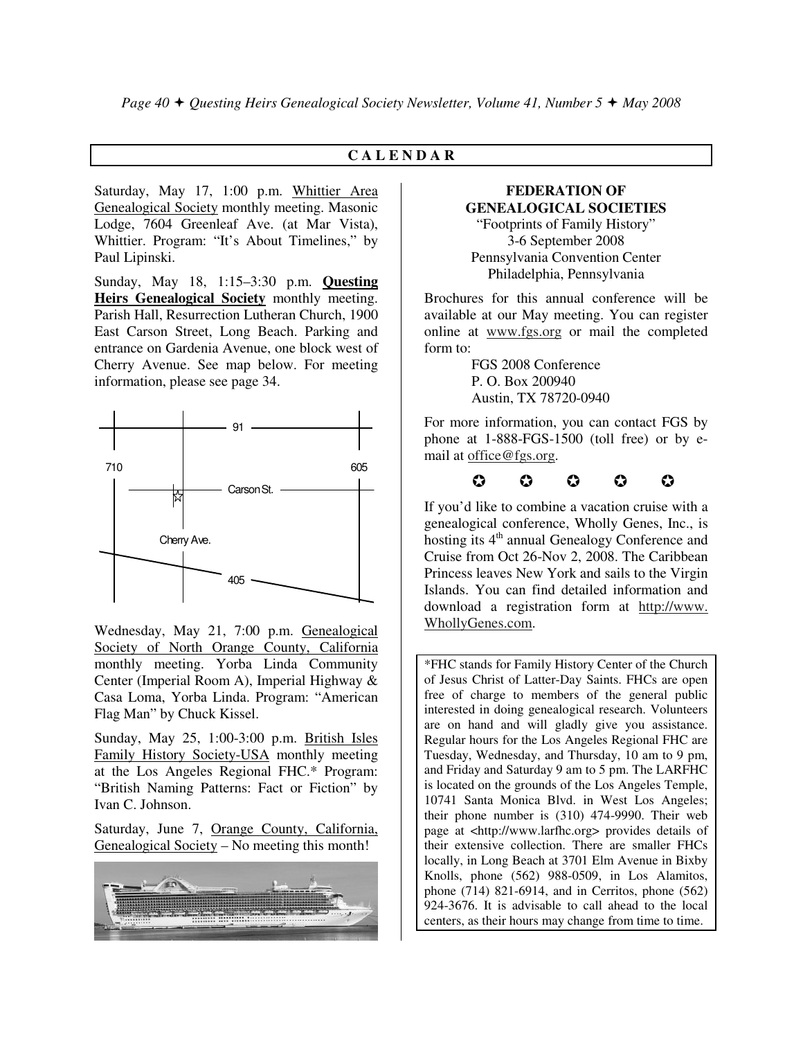## CALENDAR

Saturday, May 17, 1:00 p.m. Whittier Area Genealogical Society monthly meeting. Masonic Lodge, 7604 Greenleaf Ave. (at Mar Vista), Whittier. Program: "It's About Timelines," by Paul Lipinski.

Sunday, May 18, 1:15–3:30 p.m. **Questing Heirs Genealogical Society** monthly meeting. Parish Hall, Resurrection Lutheran Church, 1900 East Carson Street, Long Beach. Parking and entrance on Gardenia Avenue, one block west of Cherry Avenue. See map below. For meeting information, please see page 34.

91
710
605
Carson St.
Cherry Ave.
405

Wednesday, May 21, 7:00 p.m. Genealogical Society of North Orange County, California monthly meeting. Yorba Linda Community Center (Imperial Room A), Imperial Highway & Casa Loma, Yorba Linda. Program: "American Flag Man" by Chuck Kissel.

Sunday, May 25, 1:00-3:00 p.m. British Isles Family History Society-USA monthly meeting at the Los Angeles Regional FHC.* Program: "British Naming Patterns: Fact or Fiction" by Ivan C. Johnson.

Saturday, June 7, Orange County, California, Genealogical Society – No meeting this month!

**FEDERATION OF GENEALOGICAL SOCIETIES**
"Footprints of Family History"
3-6 September 2008
Pennsylvania Convention Center
Philadelphia, Pennsylvania

Brochures for this annual conference will be available at our May meeting. You can register online at www.fgs.org or mail the completed form to:

FGS 2008 Conference
P. O. Box 200940
Austin, TX 78720-0940

For more information, you can contact FGS by phone at 1-888-FGS-1500 (toll free) or by e-mail at office@fgs.org.

✪ ✪ ✪ ✪ ✪

If you'd like to combine a vacation cruise with a genealogical conference, Wholly Genes, Inc., is hosting its 4th annual Genealogy Conference and Cruise from Oct 26-Nov 2, 2008. The Caribbean Princess leaves New York and sails to the Virgin Islands. You can find detailed information and download a registration form at http://www.WhollyGenes.com.

*FHC stands for Family History Center of the Church of Jesus Christ of Latter-Day Saints. FHCs are open free of charge to members of the general public interested in doing genealogical research. Volunteers are on hand and will gladly give you assistance. Regular hours for the Los Angeles Regional FHC are Tuesday, Wednesday, and Thursday, 10 am to 9 pm, and Friday and Saturday 9 am to 5 pm. The LARFHC is located on the grounds of the Los Angeles Temple, 10741 Santa Monica Blvd. in West Los Angeles; their phone number is (310) 474-9990. Their web page at <http://www.larfhc.org> provides details of their extensive collection. There are smaller FHCs locally, in Long Beach at 3701 Elm Avenue in Bixby Knolls, phone (562) 988-0509, in Los Alamitos, phone (714) 821-6914, and in Cerritos, phone (562) 924-3676. It is advisable to call ahead to the local centers, as their hours may change from time to time.